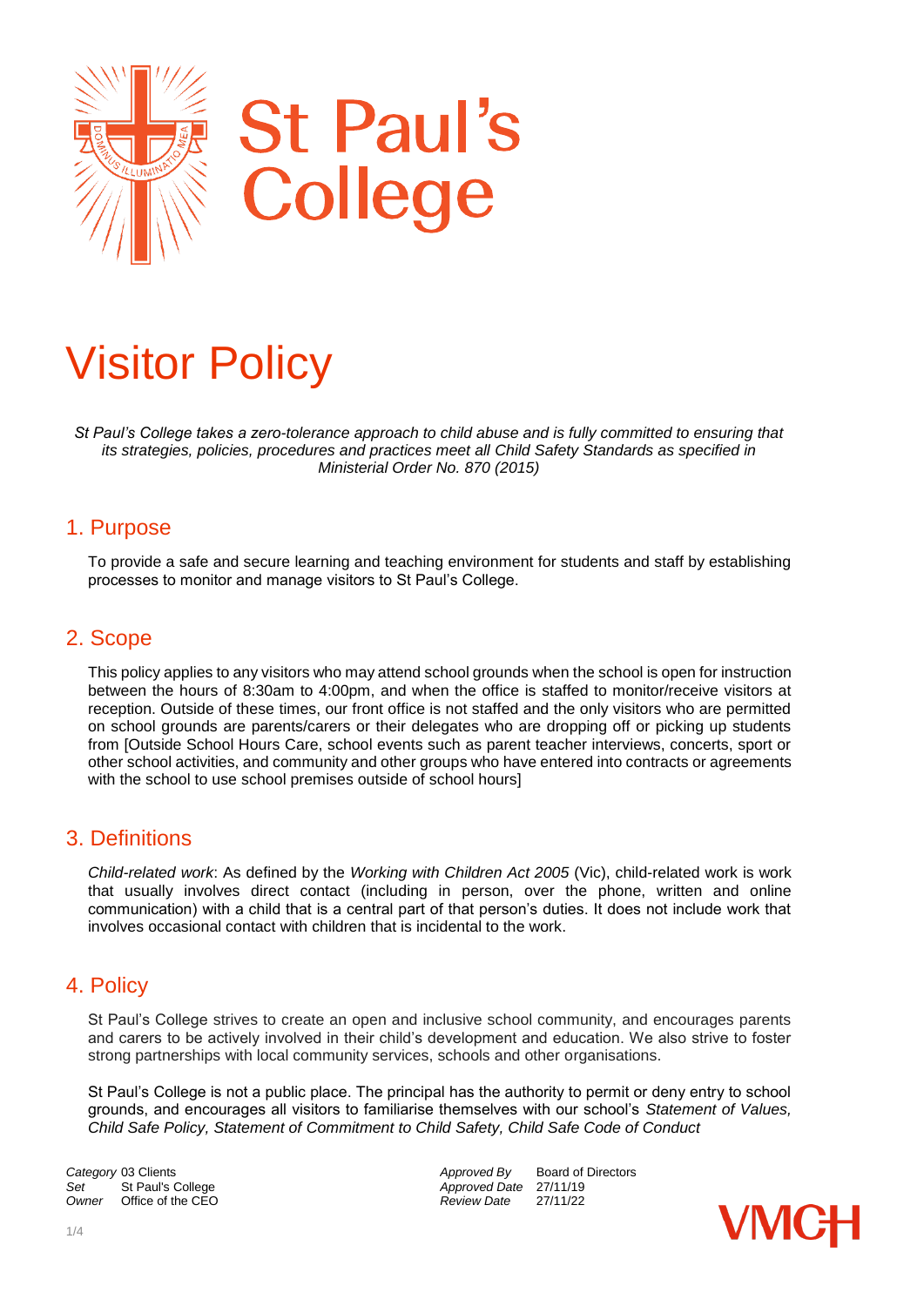# St Paul's College

# Visitor Policy

*St Paul's College takes a zero-tolerance approach to child abuse and is fully committed to ensuring that its strategies, policies, procedures and practices meet all Child Safety Standards as specified in Ministerial Order No. 870 (2015)*

## 1. Purpose

To provide a safe and secure learning and teaching environment for students and staff by establishing processes to monitor and manage visitors to St Paul's College.

## 2. Scope

This policy applies to any visitors who may attend school grounds when the school is open for instruction between the hours of 8:30am to 4:00pm, and when the office is staffed to monitor/receive visitors at reception. Outside of these times, our front office is not staffed and the only visitors who are permitted on school grounds are parents/carers or their delegates who are dropping off or picking up students from [Outside School Hours Care, school events such as parent teacher interviews, concerts, sport or other school activities, and community and other groups who have entered into contracts or agreements with the school to use school premises outside of school hours]

## 3. Definitions

*Child-related work*: As defined by the *Working with Children Act 2005* (Vic), child-related work is work that usually involves direct contact (including in person, over the phone, written and online communication) with a child that is a central part of that person's duties. It does not include work that involves occasional contact with children that is incidental to the work.

## 4. Policy

St Paul's College strives to create an open and inclusive school community, and encourages parents and carers to be actively involved in their child's development and education. We also strive to foster strong partnerships with local community services, schools and other organisations.

St Paul's College is not a public place. The principal has the authority to permit or deny entry to school grounds, and encourages all visitors to familiarise themselves with our school's *Statement of Values, Child Safe Policy, Statement of Commitment to Child Safety, Child Safe Code of Conduct*

| | | | |
|---|---|---|---|
| *Category* | 03 Clients | *Approved By* | Board of Directors |
| *Set* | St Paul's College | *Approved Date* | 27/11/19 |
| *Owner* | Office of the CEO | *Review Date* | 27/11/22 |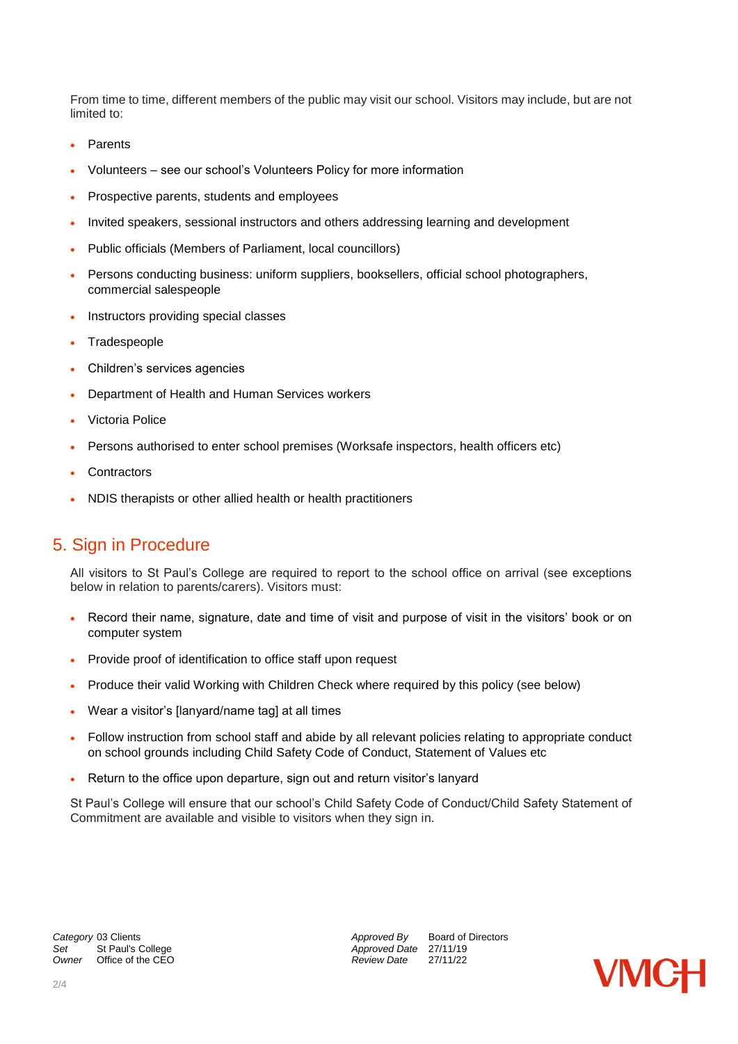From time to time, different members of the public may visit our school. Visitors may include, but are not limited to:

- Parents
- Volunteers – see our school's Volunteers Policy for more information
- Prospective parents, students and employees
- Invited speakers, sessional instructors and others addressing learning and development
- Public officials (Members of Parliament, local councillors)
- Persons conducting business: uniform suppliers, booksellers, official school photographers, commercial salespeople
- Instructors providing special classes
- Tradespeople
- Children's services agencies
- Department of Health and Human Services workers
- Victoria Police
- Persons authorised to enter school premises (Worksafe inspectors, health officers etc)
- Contractors
- NDIS therapists or other allied health or health practitioners

## 5. Sign in Procedure

All visitors to St Paul's College are required to report to the school office on arrival (see exceptions below in relation to parents/carers). Visitors must:

- Record their name, signature, date and time of visit and purpose of visit in the visitors' book or on computer system
- Provide proof of identification to office staff upon request
- Produce their valid Working with Children Check where required by this policy (see below)
- Wear a visitor's [lanyard/name tag] at all times
- Follow instruction from school staff and abide by all relevant policies relating to appropriate conduct on school grounds including Child Safety Code of Conduct, Statement of Values etc
- Return to the office upon departure, sign out and return visitor's lanyard

St Paul's College will ensure that our school's Child Safety Code of Conduct/Child Safety Statement of Commitment are available and visible to visitors when they sign in.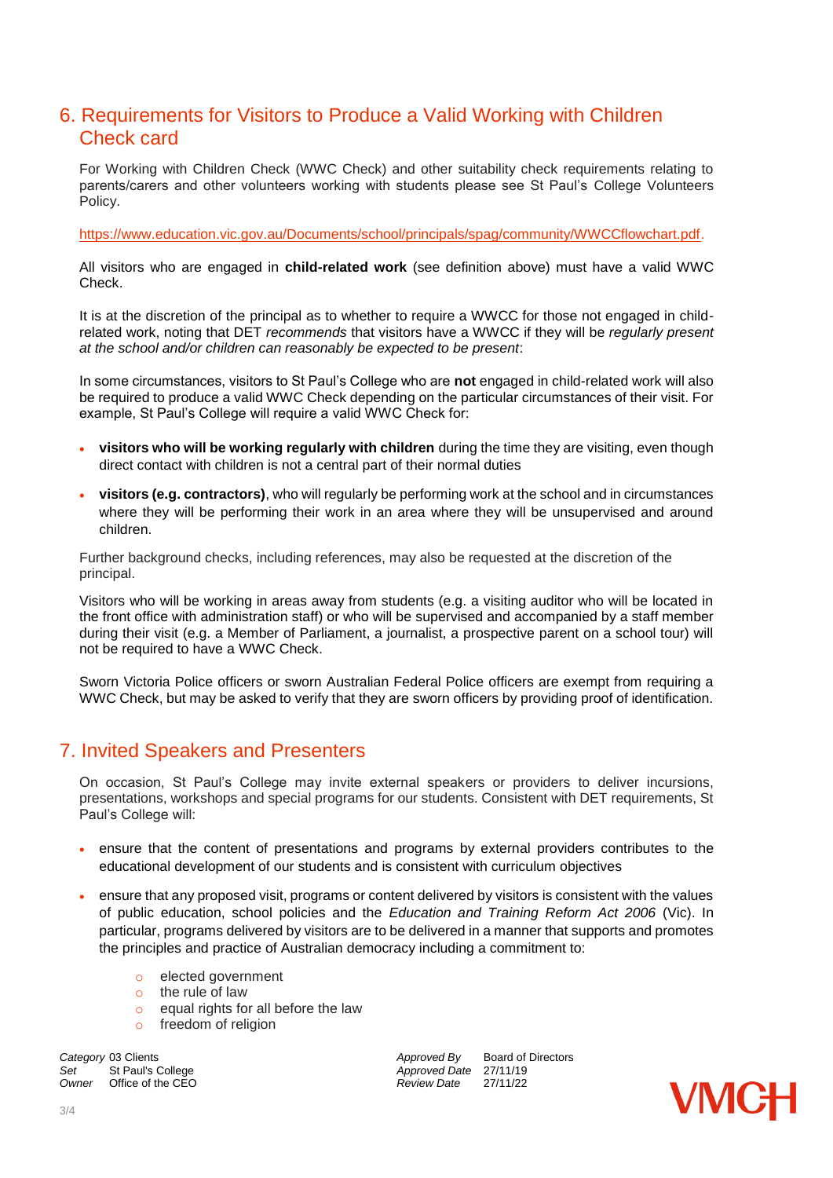## 6. Requirements for Visitors to Produce a Valid Working with Children Check card

For Working with Children Check (WWC Check) and other suitability check requirements relating to parents/carers and other volunteers working with students please see St Paul's College Volunteers Policy.

https://www.education.vic.gov.au/Documents/school/principals/spag/community/WWCCflowchart.pdf.

All visitors who are engaged in **child-related work** (see definition above) must have a valid WWC Check.

It is at the discretion of the principal as to whether to require a WWCC for those not engaged in child-related work, noting that DET *recommends* that visitors have a WWCC if they will be *regularly present at the school and/or children can reasonably be expected to be present*:

In some circumstances, visitors to St Paul's College who are **not** engaged in child-related work will also be required to produce a valid WWC Check depending on the particular circumstances of their visit. For example, St Paul's College will require a valid WWC Check for:

- **visitors who will be working regularly with children** during the time they are visiting, even though direct contact with children is not a central part of their normal duties
- **visitors (e.g. contractors)**, who will regularly be performing work at the school and in circumstances where they will be performing their work in an area where they will be unsupervised and around children.

Further background checks, including references, may also be requested at the discretion of the principal.

Visitors who will be working in areas away from students (e.g. a visiting auditor who will be located in the front office with administration staff) or who will be supervised and accompanied by a staff member during their visit (e.g. a Member of Parliament, a journalist, a prospective parent on a school tour) will not be required to have a WWC Check.

Sworn Victoria Police officers or sworn Australian Federal Police officers are exempt from requiring a WWC Check, but may be asked to verify that they are sworn officers by providing proof of identification.

## 7. Invited Speakers and Presenters

On occasion, St Paul's College may invite external speakers or providers to deliver incursions, presentations, workshops and special programs for our students. Consistent with DET requirements, St Paul's College will:

- ensure that the content of presentations and programs by external providers contributes to the educational development of our students and is consistent with curriculum objectives
- ensure that any proposed visit, programs or content delivered by visitors is consistent with the values of public education, school policies and the *Education and Training Reform Act 2006* (Vic). In particular, programs delivered by visitors are to be delivered in a manner that supports and promotes the principles and practice of Australian democracy including a commitment to:
  - elected government
  - the rule of law
  - equal rights for all before the law
  - freedom of religion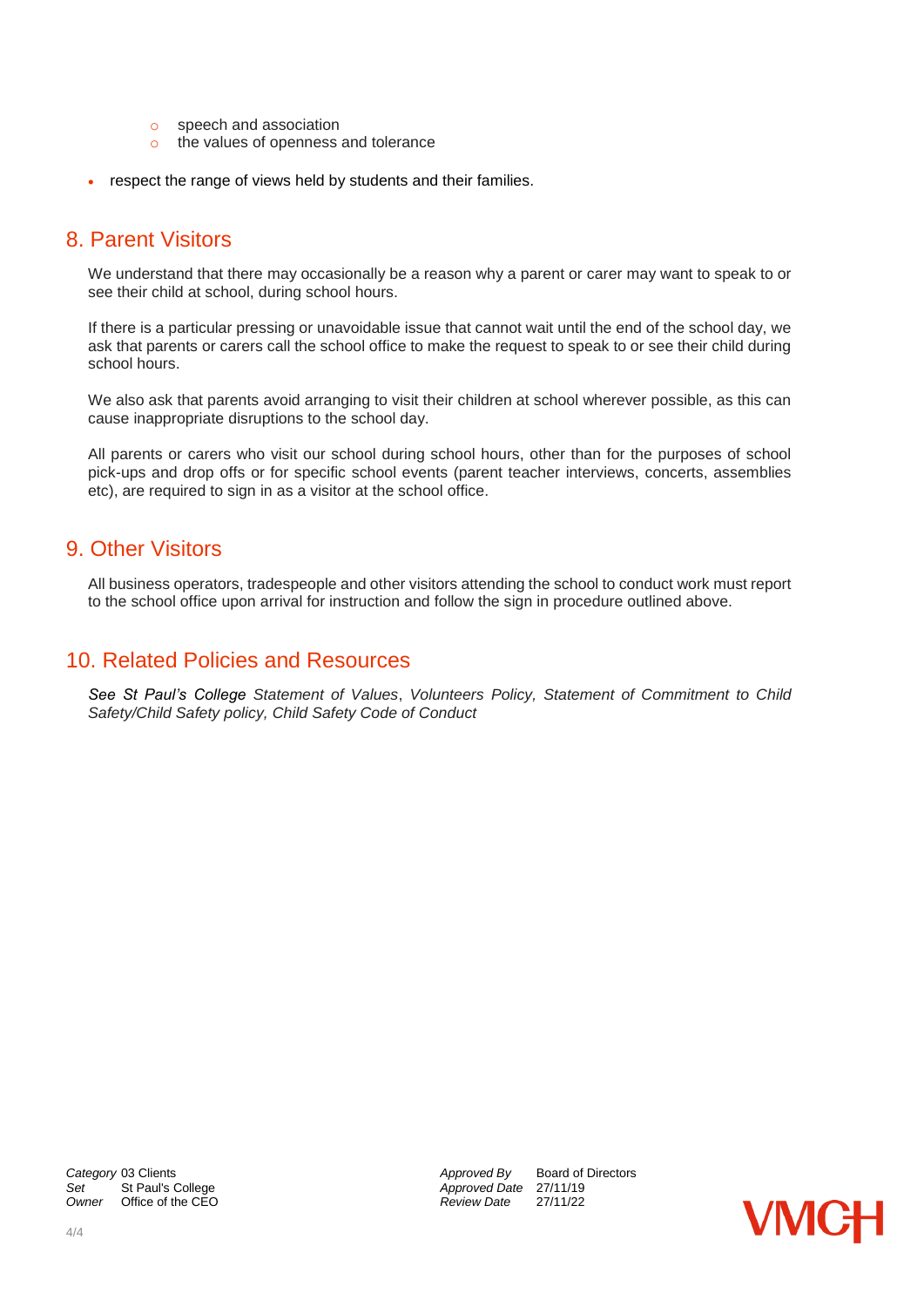- speech and association
  - the values of openness and tolerance

- respect the range of views held by students and their families.

## 8. Parent Visitors

We understand that there may occasionally be a reason why a parent or carer may want to speak to or see their child at school, during school hours.

If there is a particular pressing or unavoidable issue that cannot wait until the end of the school day, we ask that parents or carers call the school office to make the request to speak to or see their child during school hours.

We also ask that parents avoid arranging to visit their children at school wherever possible, as this can cause inappropriate disruptions to the school day.

All parents or carers who visit our school during school hours, other than for the purposes of school pick-ups and drop offs or for specific school events (parent teacher interviews, concerts, assemblies etc), are required to sign in as a visitor at the school office.

## 9. Other Visitors

All business operators, tradespeople and other visitors attending the school to conduct work must report to the school office upon arrival for instruction and follow the sign in procedure outlined above.

## 10. Related Policies and Resources

*See St Paul's College Statement of Values*, *Volunteers Policy, Statement of Commitment to Child Safety/Child Safety policy, Child Safety Code of Conduct*

| | | | |
|---|---|---|---|
| *Category* | 03 Clients | *Approved By* | Board of Directors |
| *Set* | St Paul's College | *Approved Date* | 27/11/19 |
| *Owner* | Office of the CEO | *Review Date* | 27/11/22 |

VMCH